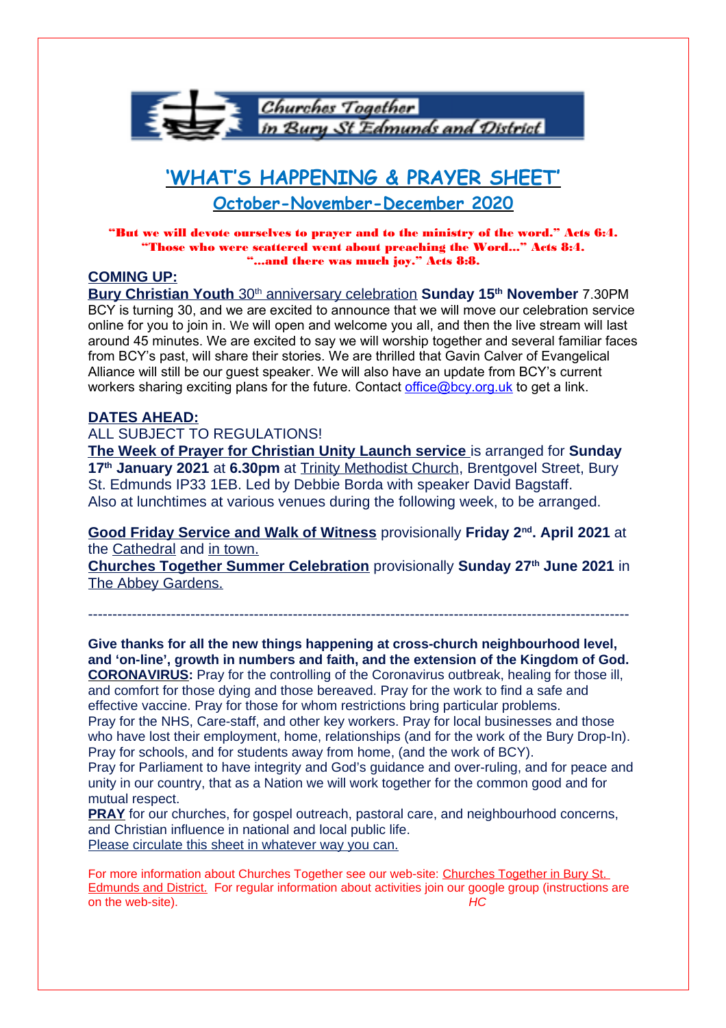Churches Together in Bury St Edmunds and District

# 'WHAT'S HAPPENING & PRAYER SHEET'

## October-November-December 2020

**"But we will devote ourselves to prayer and to the ministry of the word." Acts 6:4.**
**"Those who were scattered went about preaching the Word…" Acts 8:4.**
**"…and there was much joy." Acts 8:8.**

### COMING UP:

**Bury Christian Youth** 30th anniversary celebration **Sunday 15th November** 7.30PM
BCY is turning 30, and we are excited to announce that we will move our celebration service online for you to join in. We will open and welcome you all, and then the live stream will last around 45 minutes. We are excited to say we will worship together and several familiar faces from BCY's past, will share their stories. We are thrilled that Gavin Calver of Evangelical Alliance will still be our guest speaker. We will also have an update from BCY's current workers sharing exciting plans for the future. Contact office@bcy.org.uk to get a link.

### DATES AHEAD:

ALL SUBJECT TO REGULATIONS!

**The Week of Prayer for Christian Unity Launch service** is arranged for **Sunday 17th January 2021** at **6.30pm** at Trinity Methodist Church, Brentgovel Street, Bury St. Edmunds IP33 1EB. Led by Debbie Borda with speaker David Bagstaff.
Also at lunchtimes at various venues during the following week, to be arranged.

**Good Friday Service and Walk of Witness** provisionally **Friday 2nd. April 2021** at the Cathedral and in town.
**Churches Together Summer Celebration** provisionally **Sunday 27th June 2021** in The Abbey Gardens.

---

**Give thanks for all the new things happening at cross-church neighbourhood level, and 'on-line', growth in numbers and faith, and the extension of the Kingdom of God.**
**CORONAVIRUS:** Pray for the controlling of the Coronavirus outbreak, healing for those ill, and comfort for those dying and those bereaved. Pray for the work to find a safe and effective vaccine. Pray for those for whom restrictions bring particular problems.
Pray for the NHS, Care-staff, and other key workers. Pray for local businesses and those who have lost their employment, home, relationships (and for the work of the Bury Drop-In). Pray for schools, and for students away from home, (and the work of BCY).
Pray for Parliament to have integrity and God's guidance and over-ruling, and for peace and unity in our country, that as a Nation we will work together for the common good and for mutual respect.
**PRAY** for our churches, for gospel outreach, pastoral care, and neighbourhood concerns, and Christian influence in national and local public life.
Please circulate this sheet in whatever way you can.

For more information about Churches Together see our web-site: Churches Together in Bury St. Edmunds and District. For regular information about activities join our google group (instructions are on the web-site). *HC*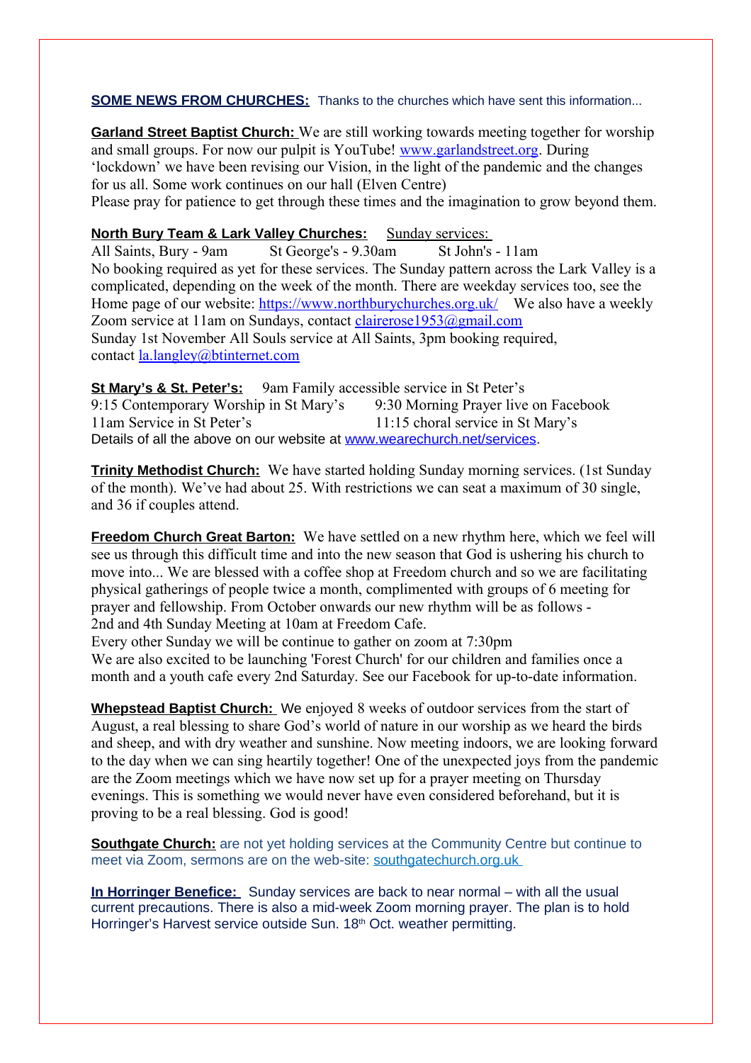**SOME NEWS FROM CHURCHES:** Thanks to the churches which have sent this information...

**Garland Street Baptist Church:** We are still working towards meeting together for worship and small groups. For now our pulpit is YouTube! www.garlandstreet.org. During 'lockdown' we have been revising our Vision, in the light of the pandemic and the changes for us all. Some work continues on our hall (Elven Centre)
Please pray for patience to get through these times and the imagination to grow beyond them.

**North Bury Team & Lark Valley Churches:** Sunday services:
All Saints, Bury - 9am    St George's - 9.30am    St John's - 11am
No booking required as yet for these services. The Sunday pattern across the Lark Valley is a complicated, depending on the week of the month. There are weekday services too, see the Home page of our website: https://www.northburychurches.org.uk/ We also have a weekly Zoom service at 11am on Sundays, contact clairerose1953@gmail.com
Sunday 1st November All Souls service at All Saints, 3pm booking required, contact la.langley@btinternet.com

**St Mary's & St. Peter's:** 9am Family accessible service in St Peter's
9:15 Contemporary Worship in St Mary's    9:30 Morning Prayer live on Facebook
11am Service in St Peter's    11:15 choral service in St Mary's
Details of all the above on our website at www.wearechurch.net/services.

**Trinity Methodist Church:** We have started holding Sunday morning services. (1st Sunday of the month). We've had about 25. With restrictions we can seat a maximum of 30 single, and 36 if couples attend.

**Freedom Church Great Barton:** We have settled on a new rhythm here, which we feel will see us through this difficult time and into the new season that God is ushering his church to move into... We are blessed with a coffee shop at Freedom church and so we are facilitating physical gatherings of people twice a month, complimented with groups of 6 meeting for prayer and fellowship. From October onwards our new rhythm will be as follows -
2nd and 4th Sunday Meeting at 10am at Freedom Cafe.
Every other Sunday we will be continue to gather on zoom at 7:30pm
We are also excited to be launching 'Forest Church' for our children and families once a month and a youth cafe every 2nd Saturday. See our Facebook for up-to-date information.

**Whepstead Baptist Church:** We enjoyed 8 weeks of outdoor services from the start of August, a real blessing to share God's world of nature in our worship as we heard the birds and sheep, and with dry weather and sunshine. Now meeting indoors, we are looking forward to the day when we can sing heartily together! One of the unexpected joys from the pandemic are the Zoom meetings which we have now set up for a prayer meeting on Thursday evenings. This is something we would never have even considered beforehand, but it is proving to be a real blessing. God is good!

**Southgate Church:** are not yet holding services at the Community Centre but continue to meet via Zoom, sermons are on the web-site: southgatechurch.org.uk

**In Horringer Benefice:** Sunday services are back to near normal – with all the usual current precautions. There is also a mid-week Zoom morning prayer. The plan is to hold Horringer's Harvest service outside Sun. 18th Oct. weather permitting.